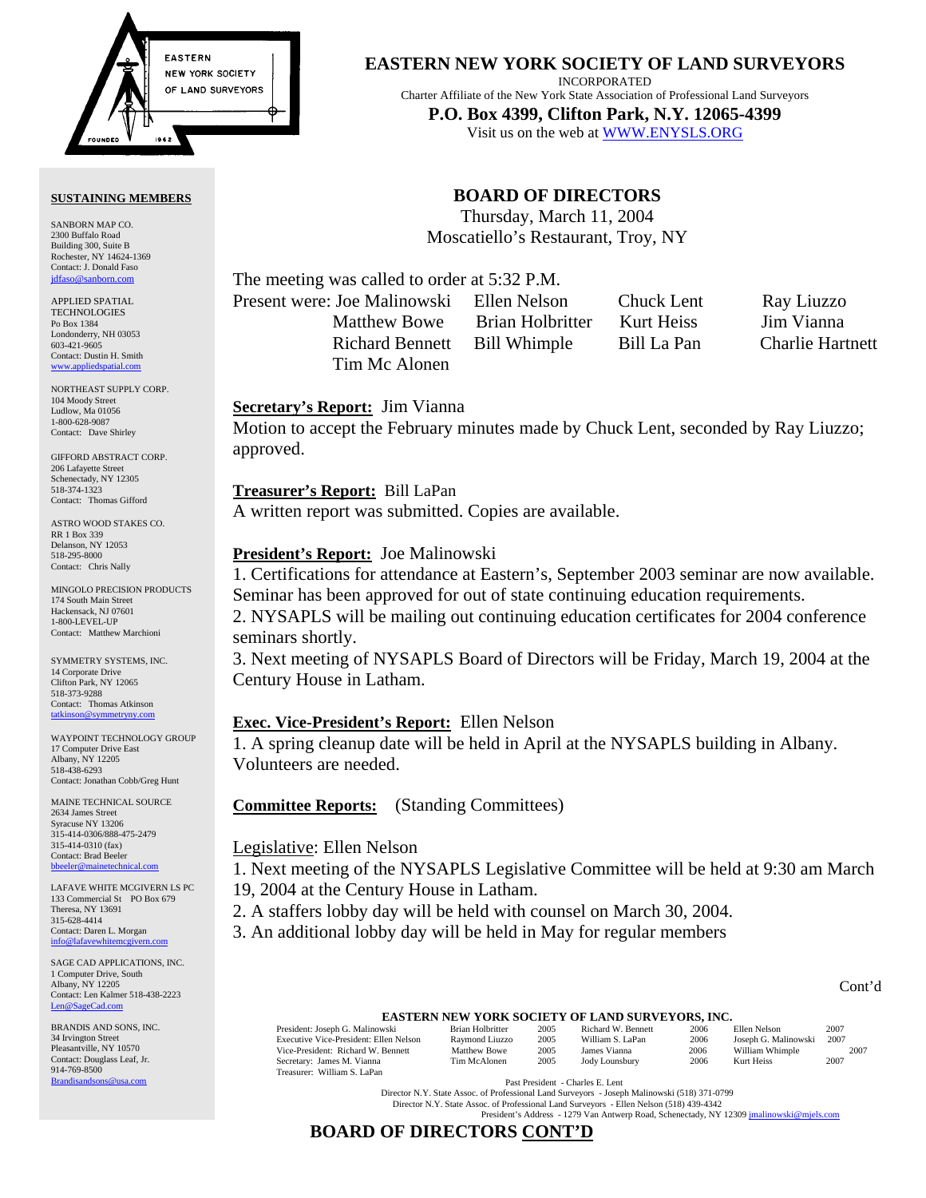# EASTERN NEW YORK SOCIETY OF LAND SURVEYORS

INCORPORATED

Charter Affiliate of the New York State Association of Professional Land Surveyors

**P.O. Box 4399, Clifton Park, N.Y. 12065-4399**

Visit us on the web at WWW.ENYSLS.ORG

**SUSTAINING MEMBERS**

SANBORN MAP CO.
2300 Buffalo Road
Building 300, Suite B
Rochester, NY 14624-1369
Contact: J. Donald Faso
jdfaso@sanborn.com

APPLIED SPATIAL TECHNOLOGIES
Po Box 1384
Londonderry, NH 03053
603-421-9605
Contact: Dustin H. Smith
www.appliedspatial.com

NORTHEAST SUPPLY CORP.
104 Moody Street
Ludlow, Ma 01056
1-800-628-9087
Contact: Dave Shirley

GIFFORD ABSTRACT CORP.
206 Lafayette Street
Schenectady, NY 12305
518-374-1323
Contact: Thomas Gifford

ASTRO WOOD STAKES CO.
RR 1 Box 339
Delanson, NY 12053
518-295-8000
Contact: Chris Nally

MINGOLO PRECISION PRODUCTS
174 South Main Street
Hackensack, NJ 07601
1-800-LEVEL-UP
Contact: Matthew Marchioni

SYMMETRY SYSTEMS, INC.
14 Corporate Drive
Clifton Park, NY 12065
518-373-9288
Contact: Thomas Atkinson
tatkinson@symmetryny.com

WAYPOINT TECHNOLOGY GROUP
17 Computer Drive East
Albany, NY 12205
518-438-6293
Contact: Jonathan Cobb/Greg Hunt

MAINE TECHNICAL SOURCE
2634 James Street
Syracuse NY 13206
315-414-0306/888-475-2479
315-414-0310 (fax)
Contact: Brad Beeler
bbeeler@mainetechnical.com

LAFAVE WHITE MCGIVERN LS PC
133 Commercial St PO Box 679
Theresa, NY 13691
315-628-4414
Contact: Daren L. Morgan
info@lafavewhitemcgivern.com

SAGE CAD APPLICATIONS, INC.
1 Computer Drive, South
Albany, NY 12205
Contact: Len Kalmer 518-438-2223
Len@SageCad.com

BRANDIS AND SONS, INC.
34 Irvington Street
Pleasantville, NY 10570
Contact: Douglass Leaf, Jr.
914-769-8500
Brandisandsons@usa.com

## BOARD OF DIRECTORS

Thursday, March 11, 2004
Moscatiello's Restaurant, Troy, NY

The meeting was called to order at 5:32 P.M.

Present were: Joe Malinowski, Ellen Nelson, Chuck Lent, Ray Liuzzo, Matthew Bowe, Brian Holbritter, Kurt Heiss, Jim Vianna, Richard Bennett, Bill Whimple, Bill La Pan, Charlie Hartnett, Tim Mc Alonen

**Secretary's Report:** Jim Vianna
Motion to accept the February minutes made by Chuck Lent, seconded by Ray Liuzzo; approved.

**Treasurer's Report:** Bill LaPan
A written report was submitted. Copies are available.

**President's Report:** Joe Malinowski
1. Certifications for attendance at Eastern's, September 2003 seminar are now available. Seminar has been approved for out of state continuing education requirements.
2. NYSAPLS will be mailing out continuing education certificates for 2004 conference seminars shortly.
3. Next meeting of NYSAPLS Board of Directors will be Friday, March 19, 2004 at the Century House in Latham.

**Exec. Vice-President's Report:** Ellen Nelson
1. A spring cleanup date will be held in April at the NYSAPLS building in Albany. Volunteers are needed.

**Committee Reports:** (Standing Committees)

Legislative: Ellen Nelson
1. Next meeting of the NYSAPLS Legislative Committee will be held at 9:30 am March 19, 2004 at the Century House in Latham.
2. A staffers lobby day will be held with counsel on March 30, 2004.
3. An additional lobby day will be held in May for regular members

Cont'd

**EASTERN NEW YORK SOCIETY OF LAND SURVEYORS, INC.**

| | | | | | | |
|---|---|---|---|---|---|---|
| President: Joseph G. Malinowski | Brian Holbritter | 2005 | Richard W. Bennett | 2006 | Ellen Nelson | 2007 |
| Executive Vice-President: Ellen Nelson | Raymond Liuzzo | 2005 | William S. LaPan | 2006 | Joseph G. Malinowski | 2007 |
| Vice-President: Richard W. Bennett | Matthew Bowe | 2005 | James Vianna | 2006 | William Whimple | 2007 |
| Secretary: James M. Vianna | Tim McAlonen | 2005 | Jody Lounsbury | 2006 | Kurt Heiss | 2007 |
| Treasurer: William S. LaPan | | | | | | |

Past President - Charles E. Lent
Director N.Y. State Assoc. of Professional Land Surveyors - Joseph Malinowski (518) 371-0799
Director N.Y. State Assoc. of Professional Land Surveyors - Ellen Nelson (518) 439-4342
President's Address - 1279 Van Antwerp Road, Schenectady, NY 12309 jmalinowski@mjels.com

## BOARD OF DIRECTORS CONT'D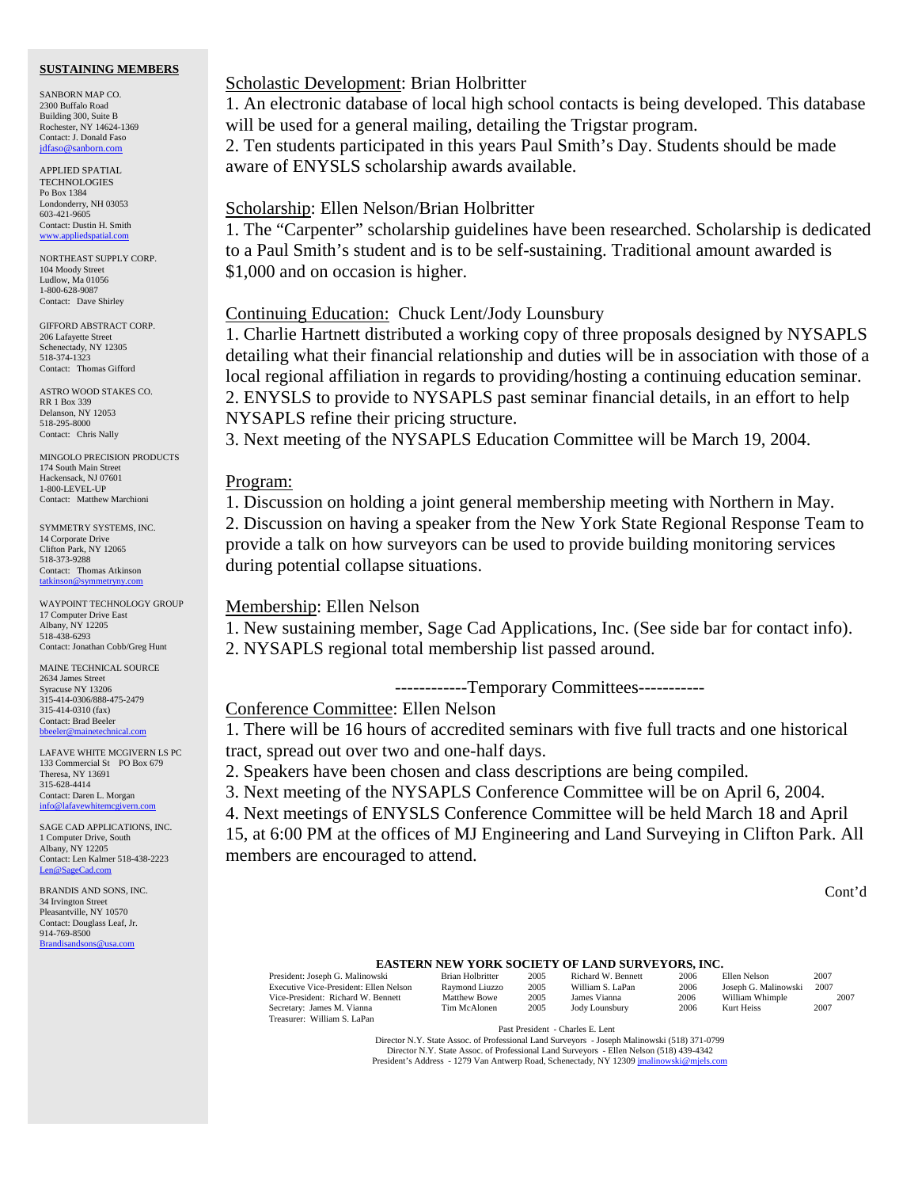## SUSTAINING MEMBERS

SANBORN MAP CO.
2300 Buffalo Road
Building 300, Suite B
Rochester, NY 14624-1369
Contact: J. Donald Faso
jdfaso@sanborn.com

APPLIED SPATIAL TECHNOLOGIES
Po Box 1384
Londonderry, NH 03053
603-421-9605
Contact: Dustin H. Smith
www.appliedspatial.com

NORTHEAST SUPPLY CORP.
104 Moody Street
Ludlow, Ma 01056
1-800-628-9087
Contact: Dave Shirley

GIFFORD ABSTRACT CORP.
206 Lafayette Street
Schenectady, NY 12305
518-374-1323
Contact: Thomas Gifford

ASTRO WOOD STAKES CO.
RR 1 Box 339
Delanson, NY 12053
518-295-8000
Contact: Chris Nally

MINGOLO PRECISION PRODUCTS
174 South Main Street
Hackensack, NJ 07601
1-800-LEVEL-UP
Contact: Matthew Marchioni

SYMMETRY SYSTEMS, INC.
14 Corporate Drive
Clifton Park, NY 12065
518-373-9288
Contact: Thomas Atkinson
tatkinson@symmetryny.com

WAYPOINT TECHNOLOGY GROUP
17 Computer Drive East
Albany, NY 12205
518-438-6293
Contact: Jonathan Cobb/Greg Hunt

MAINE TECHNICAL SOURCE
2634 James Street
Syracuse NY 13206
315-414-0306/888-475-2479
315-414-0310 (fax)
Contact: Brad Beeler
bbeeler@mainetechnical.com

LAFAVE WHITE MCGIVERN LS PC
133 Commercial St PO Box 679
Theresa, NY 13691
315-628-4414
Contact: Daren L. Morgan
info@lafavewhitemcgivern.com

SAGE CAD APPLICATIONS, INC.
1 Computer Drive, South
Albany, NY 12205
Contact: Len Kalmer 518-438-2223
Len@SageCad.com

BRANDIS AND SONS, INC.
34 Irvington Street
Pleasantville, NY 10570
Contact: Douglass Leaf, Jr.
914-769-8500
Brandisandsons@usa.com

Scholastic Development: Brian Holbritter

1. An electronic database of local high school contacts is being developed. This database will be used for a general mailing, detailing the Trigstar program.
2. Ten students participated in this years Paul Smith's Day. Students should be made aware of ENYSLS scholarship awards available.

Scholarship: Ellen Nelson/Brian Holbritter

1. The "Carpenter" scholarship guidelines have been researched. Scholarship is dedicated to a Paul Smith's student and is to be self-sustaining. Traditional amount awarded is $1,000 and on occasion is higher.

Continuing Education: Chuck Lent/Jody Lounsbury

1. Charlie Hartnett distributed a working copy of three proposals designed by NYSAPLS detailing what their financial relationship and duties will be in association with those of a local regional affiliation in regards to providing/hosting a continuing education seminar.
2. ENYSLS to provide to NYSAPLS past seminar financial details, in an effort to help NYSAPLS refine their pricing structure.
3. Next meeting of the NYSAPLS Education Committee will be March 19, 2004.

Program:

1. Discussion on holding a joint general membership meeting with Northern in May.
2. Discussion on having a speaker from the New York State Regional Response Team to provide a talk on how surveyors can be used to provide building monitoring services during potential collapse situations.

Membership: Ellen Nelson

1. New sustaining member, Sage Cad Applications, Inc. (See side bar for contact info).
2. NYSAPLS regional total membership list passed around.

------------Temporary Committees-----------

Conference Committee: Ellen Nelson

1. There will be 16 hours of accredited seminars with five full tracts and one historical tract, spread out over two and one-half days.
2. Speakers have been chosen and class descriptions are being compiled.
3. Next meeting of the NYSAPLS Conference Committee will be on April 6, 2004.
4. Next meetings of ENYSLS Conference Committee will be held March 18 and April 15, at 6:00 PM at the offices of MJ Engineering and Land Surveying in Clifton Park. All members are encouraged to attend.

Cont'd

**EASTERN NEW YORK SOCIETY OF LAND SURVEYORS, INC.**

| Officers | Directors | | | | | |
|---|---|---|---|---|---|---|
| President: Joseph G. Malinowski | Brian Holbritter | 2005 | Richard W. Bennett | 2006 | Ellen Nelson | 2007 |
| Executive Vice-President: Ellen Nelson | Raymond Liuzzo | 2005 | William S. LaPan | 2006 | Joseph G. Malinowski | 2007 |
| Vice-President: Richard W. Bennett | Matthew Bowe | 2005 | James Vianna | 2006 | William Whimple | 2007 |
| Secretary: James M. Vianna | Tim McAlonen | 2005 | Jody Lounsbury | 2006 | Kurt Heiss | 2007 |
| Treasurer: William S. LaPan | | | | | | |

Past President - Charles E. Lent
Director N.Y. State Assoc. of Professional Land Surveyors - Joseph Malinowski (518) 371-0799
Director N.Y. State Assoc. of Professional Land Surveyors - Ellen Nelson (518) 439-4342
President's Address - 1279 Van Antwerp Road, Schenectady, NY 12309 jmalinowski@mjels.com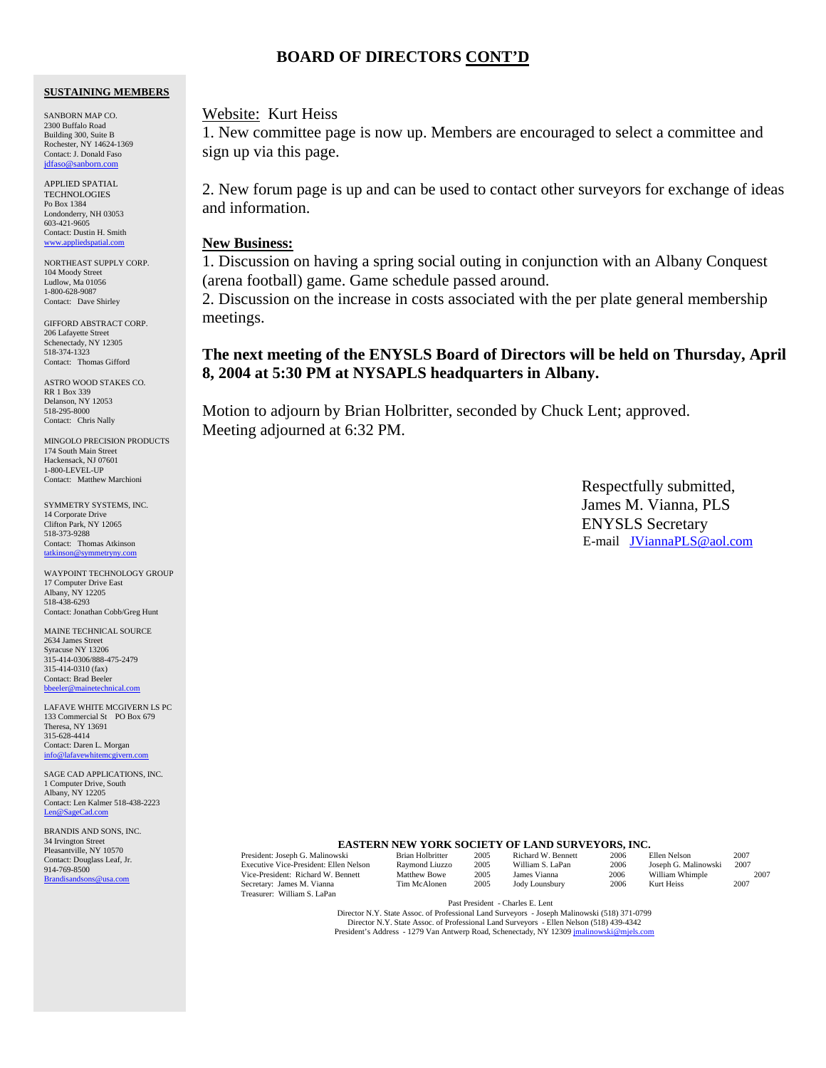## BOARD OF DIRECTORS CONT'D

**SUSTAINING MEMBERS**

SANBORN MAP CO.
2300 Buffalo Road
Building 300, Suite B
Rochester, NY 14624-1369
Contact: J. Donald Faso
jdfaso@sanborn.com

APPLIED SPATIAL TECHNOLOGIES
Po Box 1384
Londonderry, NH 03053
603-421-9605
Contact: Dustin H. Smith
www.appliedspatial.com

NORTHEAST SUPPLY CORP.
104 Moody Street
Ludlow, Ma 01056
1-800-628-9087
Contact: Dave Shirley

GIFFORD ABSTRACT CORP.
206 Lafayette Street
Schenectady, NY 12305
518-374-1323
Contact: Thomas Gifford

ASTRO WOOD STAKES CO.
RR 1 Box 339
Delanson, NY 12053
518-295-8000
Contact: Chris Nally

MINGOLO PRECISION PRODUCTS
174 South Main Street
Hackensack, NJ 07601
1-800-LEVEL-UP
Contact: Matthew Marchioni

SYMMETRY SYSTEMS, INC.
14 Corporate Drive
Clifton Park, NY 12065
518-373-9288
Contact: Thomas Atkinson
tatkinson@symmetryny.com

WAYPOINT TECHNOLOGY GROUP
17 Computer Drive East
Albany, NY 12205
518-438-6293
Contact: Jonathan Cobb/Greg Hunt

MAINE TECHNICAL SOURCE
2634 James Street
Syracuse NY 13206
315-414-0306/888-475-2479
315-414-0310 (fax)
Contact: Brad Beeler
bbeeler@mainetechnical.com

LAFAVE WHITE MCGIVERN LS PC
133 Commercial St PO Box 679
Theresa, NY 13691
315-628-4414
Contact: Daren L. Morgan
info@lafavewhitemcgivern.com

SAGE CAD APPLICATIONS, INC.
1 Computer Drive, South
Albany, NY 12205
Contact: Len Kalmer 518-438-2223
Len@SageCad.com

BRANDIS AND SONS, INC.
34 Irvington Street
Pleasantville, NY 10570
Contact: Douglass Leaf, Jr.
914-769-8500
Brandisandsons@usa.com

Website: Kurt Heiss

1. New committee page is now up. Members are encouraged to select a committee and sign up via this page.

2. New forum page is up and can be used to contact other surveyors for exchange of ideas and information.

**New Business:**

1. Discussion on having a spring social outing in conjunction with an Albany Conquest (arena football) game. Game schedule passed around.
2. Discussion on the increase in costs associated with the per plate general membership meetings.

**The next meeting of the ENYSLS Board of Directors will be held on Thursday, April 8, 2004 at 5:30 PM at NYSAPLS headquarters in Albany.**

Motion to adjourn by Brian Holbritter, seconded by Chuck Lent; approved.
Meeting adjourned at 6:32 PM.

Respectfully submitted,
James M. Vianna, PLS
ENYSLS Secretary
E-mail JViannaPLS@aol.com

**EASTERN NEW YORK SOCIETY OF LAND SURVEYORS, INC.**

| | | | | | | | |
|---|---|---|---|---|---|---|---|
| President: Joseph G. Malinowski | Brian Holbritter | 2005 | Richard W. Bennett | 2006 | Ellen Nelson | 2007 |
| Executive Vice-President: Ellen Nelson | Raymond Liuzzo | 2005 | William S. LaPan | 2006 | Joseph G. Malinowski | 2007 |
| Vice-President: Richard W. Bennett | Matthew Bowe | 2005 | James Vianna | 2006 | William Whimple | 2007 |
| Secretary: James M. Vianna | Tim McAlonen | 2005 | Jody Lounsbury | 2006 | Kurt Heiss | 2007 |
| Treasurer: William S. LaPan | | | | | | |

Past President - Charles E. Lent
Director N.Y. State Assoc. of Professional Land Surveyors - Joseph Malinowski (518) 371-0799
Director N.Y. State Assoc. of Professional Land Surveyors - Ellen Nelson (518) 439-4342
President's Address - 1279 Van Antwerp Road, Schenectady, NY 12309 jmalinowski@mjels.com